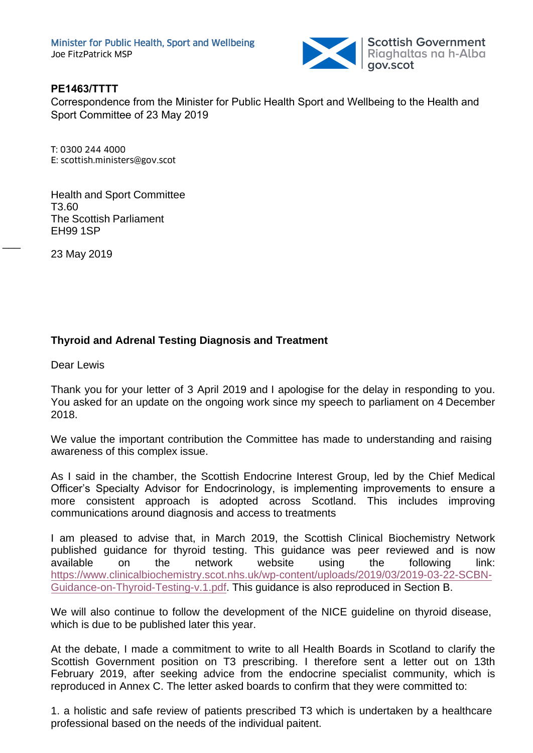Minister for Public Health, Sport and Wellbeing
Joe FitzPatrick MSP

Scottish Government
Riaghaltas na h-Alba
gov.scot

**PE1463/TTTT**
Correspondence from the Minister for Public Health Sport and Wellbeing to the Health and Sport Committee of 23 May 2019

T: 0300 244 4000
E: scottish.ministers@gov.scot

Health and Sport Committee
T3.60
The Scottish Parliament
EH99 1SP

23 May 2019

**Thyroid and Adrenal Testing Diagnosis and Treatment**

Dear Lewis

Thank you for your letter of 3 April 2019 and I apologise for the delay in responding to you. You asked for an update on the ongoing work since my speech to parliament on 4 December 2018.

We value the important contribution the Committee has made to understanding and raising awareness of this complex issue.

As I said in the chamber, the Scottish Endocrine Interest Group, led by the Chief Medical Officer's Specialty Advisor for Endocrinology, is implementing improvements to ensure a more consistent approach is adopted across Scotland. This includes improving communications around diagnosis and access to treatments

I am pleased to advise that, in March 2019, the Scottish Clinical Biochemistry Network published guidance for thyroid testing. This guidance was peer reviewed and is now available on the network website using the following link: https://www.clinicalbiochemistry.scot.nhs.uk/wp-content/uploads/2019/03/2019-03-22-SCBN-Guidance-on-Thyroid-Testing-v.1.pdf. This guidance is also reproduced in Section B.

We will also continue to follow the development of the NICE guideline on thyroid disease, which is due to be published later this year.

At the debate, I made a commitment to write to all Health Boards in Scotland to clarify the Scottish Government position on T3 prescribing. I therefore sent a letter out on 13th February 2019, after seeking advice from the endocrine specialist community, which is reproduced in Annex C. The letter asked boards to confirm that they were committed to:

1. a holistic and safe review of patients prescribed T3 which is undertaken by a healthcare professional based on the needs of the individual paitent.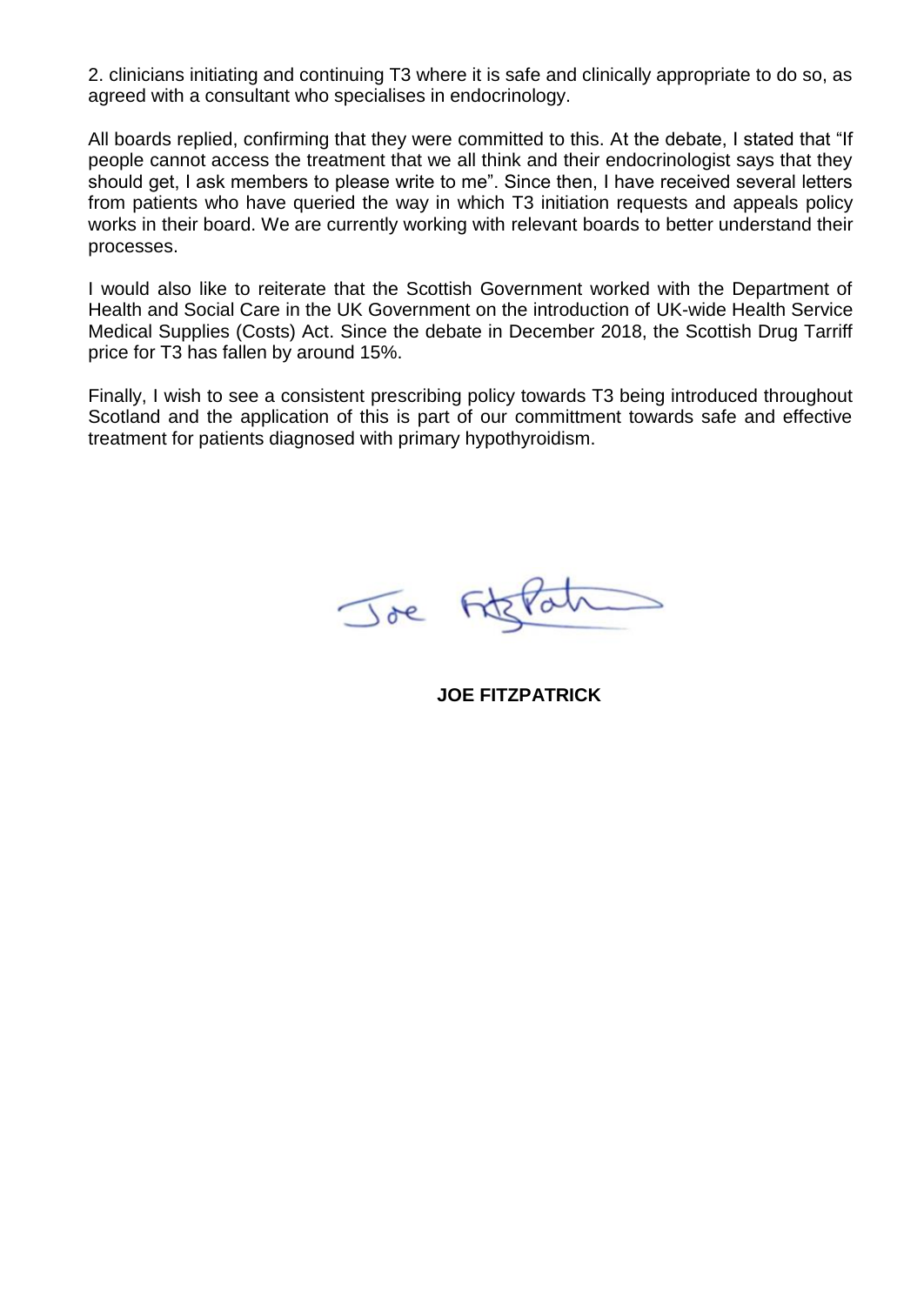2. clinicians initiating and continuing T3 where it is safe and clinically appropriate to do so, as agreed with a consultant who specialises in endocrinology.

All boards replied, confirming that they were committed to this. At the debate, I stated that "If people cannot access the treatment that we all think and their endocrinologist says that they should get, I ask members to please write to me". Since then, I have received several letters from patients who have queried the way in which T3 initiation requests and appeals policy works in their board. We are currently working with relevant boards to better understand their processes.

I would also like to reiterate that the Scottish Government worked with the Department of Health and Social Care in the UK Government on the introduction of UK-wide Health Service Medical Supplies (Costs) Act. Since the debate in December 2018, the Scottish Drug Tarriff price for T3 has fallen by around 15%.

Finally, I wish to see a consistent prescribing policy towards T3 being introduced throughout Scotland and the application of this is part of our committment towards safe and effective treatment for patients diagnosed with primary hypothyroidism.

Joe FitzPatrick

**JOE FITZPATRICK**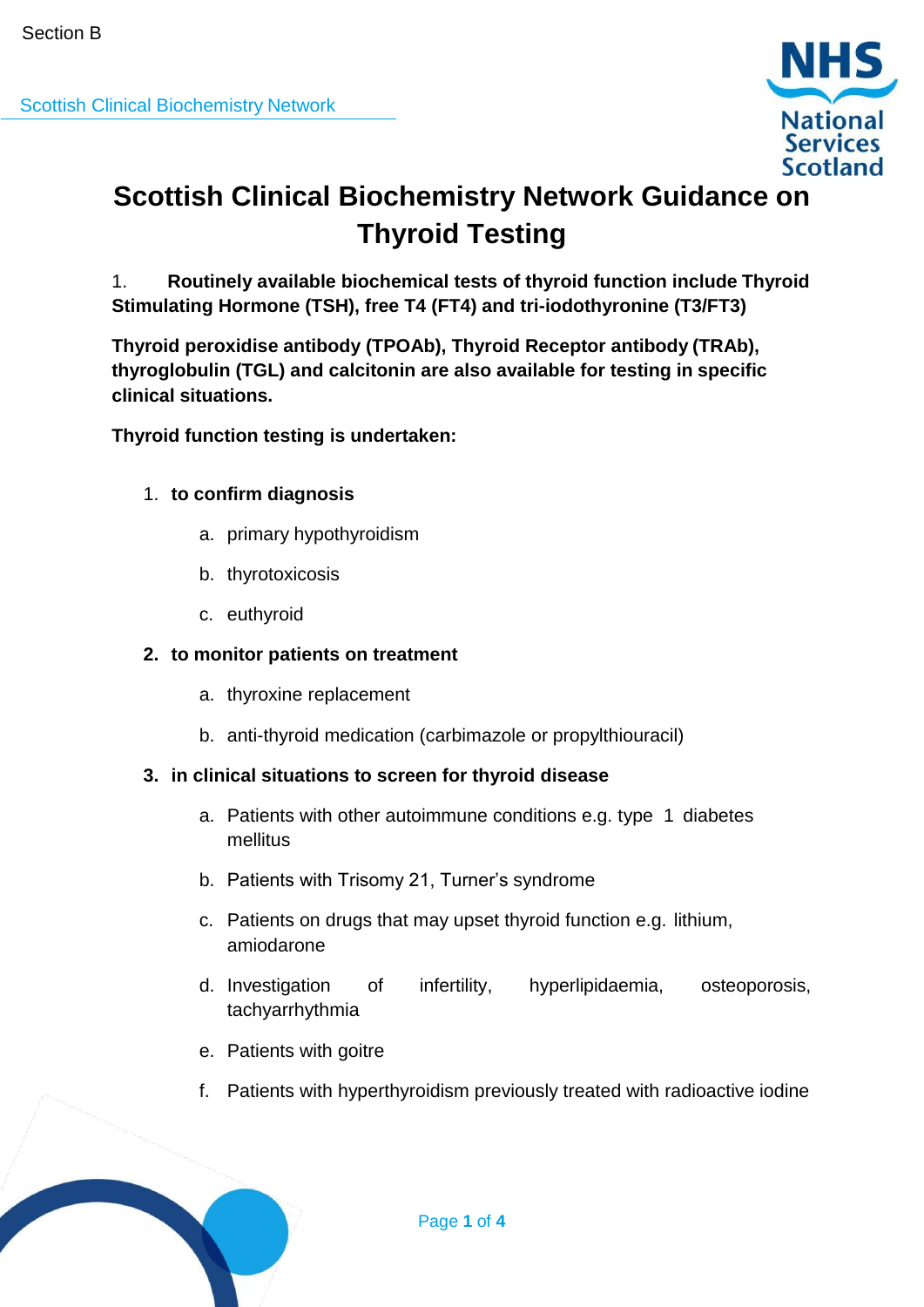Section B

Scottish Clinical Biochemistry Network

# Scottish Clinical Biochemistry Network Guidance on Thyroid Testing

1. **Routinely available biochemical tests of thyroid function include Thyroid Stimulating Hormone (TSH), free T4 (FT4) and tri-iodothyronine (T3/FT3)**

**Thyroid peroxidise antibody (TPOAb), Thyroid Receptor antibody (TRAb), thyroglobulin (TGL) and calcitonin are also available for testing in specific clinical situations.**

**Thyroid function testing is undertaken:**

1. **to confirm diagnosis**
    a. primary hypothyroidism
    b. thyrotoxicosis
    c. euthyroid
2. **to monitor patients on treatment**
    a. thyroxine replacement
    b. anti-thyroid medication (carbimazole or propylthiouracil)
3. **in clinical situations to screen for thyroid disease**
    a. Patients with other autoimmune conditions e.g. type 1 diabetes mellitus
    b. Patients with Trisomy 21, Turner's syndrome
    c. Patients on drugs that may upset thyroid function e.g. lithium, amiodarone
    d. Investigation of infertility, hyperlipidaemia, osteoporosis, tachyarrhythmia
    e. Patients with goitre
    f. Patients with hyperthyroidism previously treated with radioactive iodine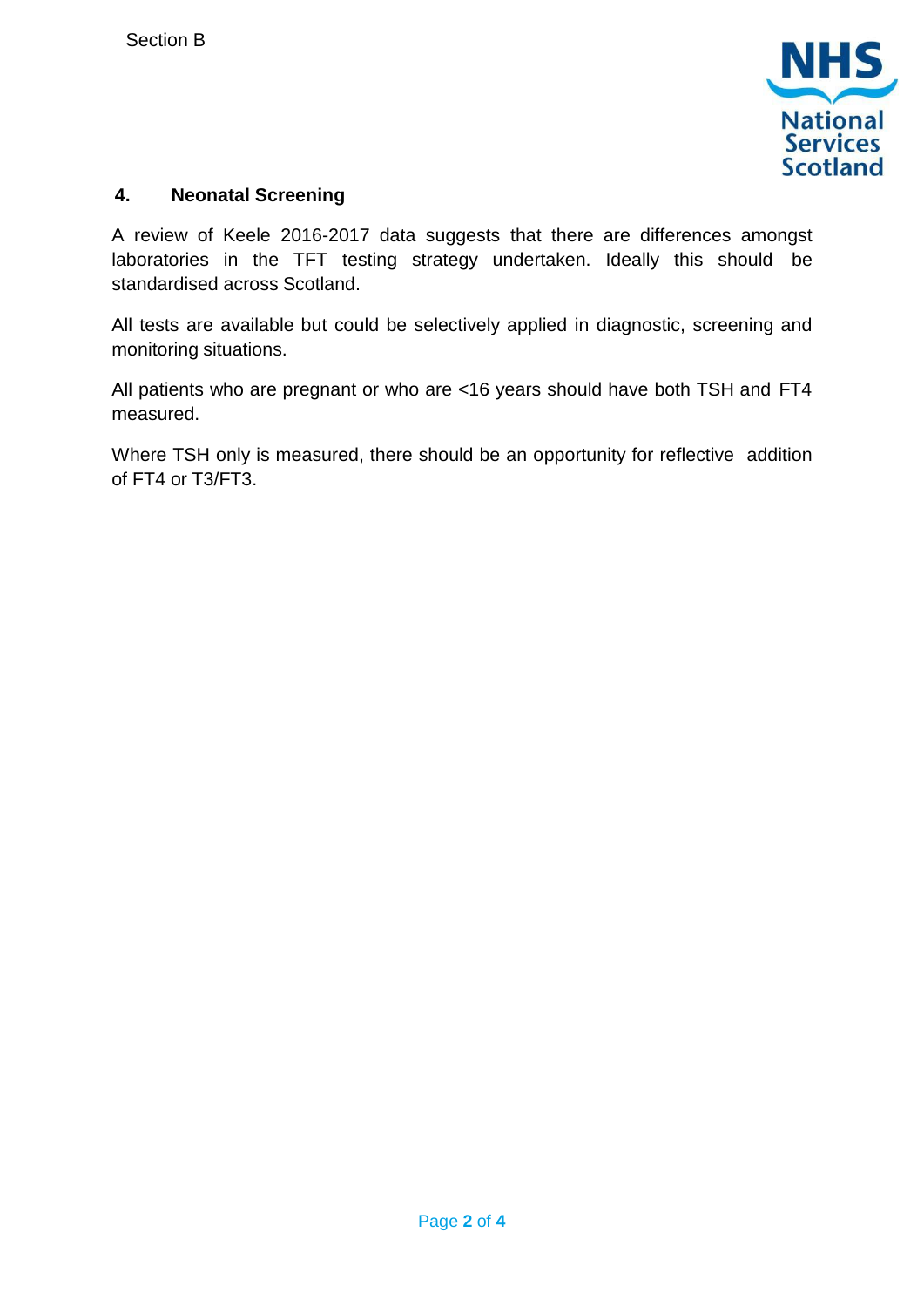Section B

## 4. Neonatal Screening

A review of Keele 2016-2017 data suggests that there are differences amongst laboratories in the TFT testing strategy undertaken. Ideally this should be standardised across Scotland.

All tests are available but could be selectively applied in diagnostic, screening and monitoring situations.

All patients who are pregnant or who are <16 years should have both TSH and FT4 measured.

Where TSH only is measured, there should be an opportunity for reflective addition of FT4 or T3/FT3.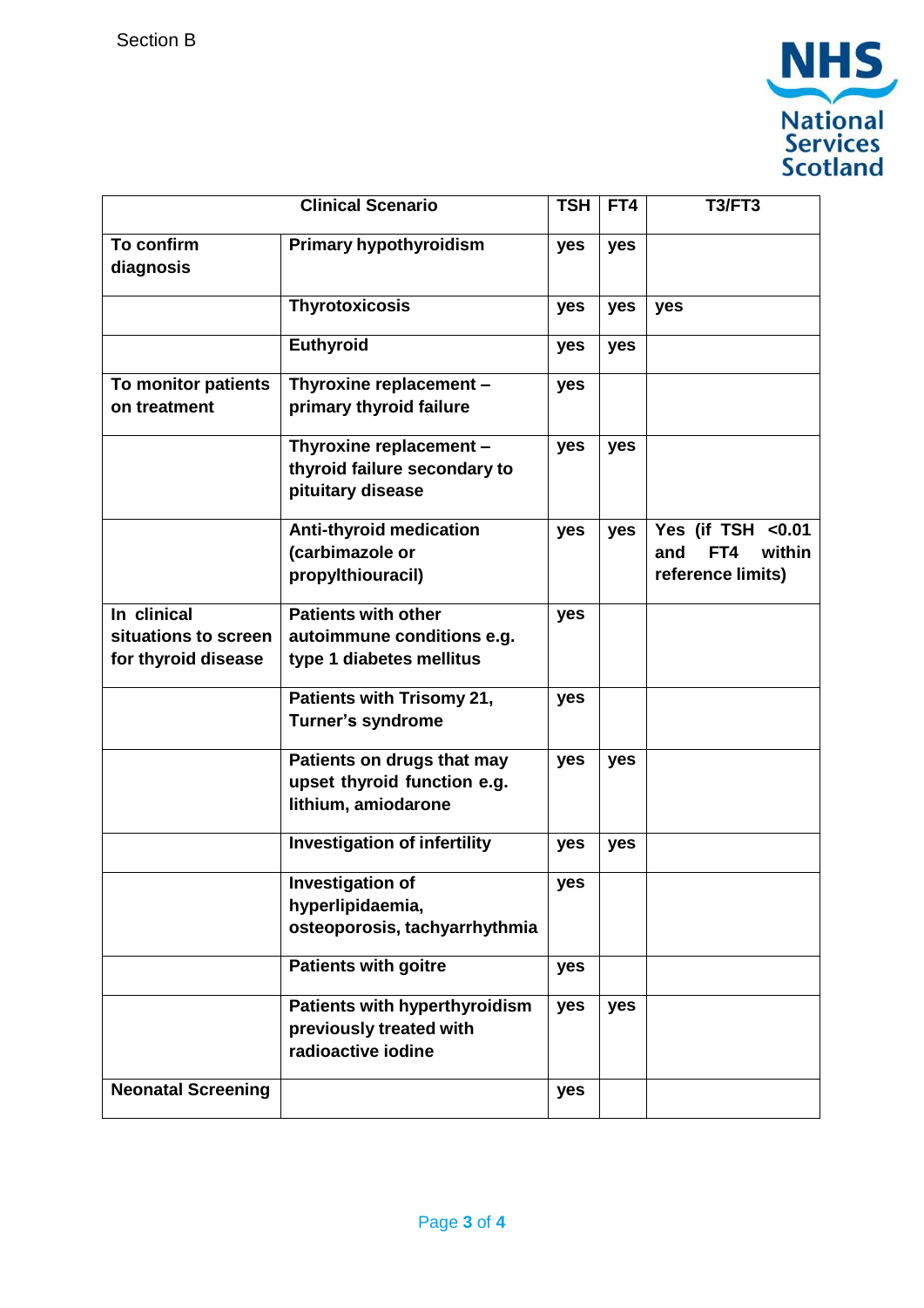Section B

| Clinical Scenario | | TSH | FT4 | T3/FT3 |
|---|---|---|---|---|
| **To confirm diagnosis** | **Primary hypothyroidism** | **yes** | **yes** | |
| | **Thyrotoxicosis** | **yes** | **yes** | **yes** |
| | **Euthyroid** | **yes** | **yes** | |
| **To monitor patients on treatment** | **Thyroxine replacement – primary thyroid failure** | **yes** | | |
| | **Thyroxine replacement – thyroid failure secondary to pituitary disease** | **yes** | **yes** | |
| | **Anti-thyroid medication (carbimazole or propylthiouracil)** | **yes** | **yes** | **Yes (if TSH <0.01 and FT4 within reference limits)** |
| **In clinical situations to screen for thyroid disease** | **Patients with other autoimmune conditions e.g. type 1 diabetes mellitus** | **yes** | | |
| | **Patients with Trisomy 21, Turner's syndrome** | **yes** | | |
| | **Patients on drugs that may upset thyroid function e.g. lithium, amiodarone** | **yes** | **yes** | |
| | **Investigation of infertility** | **yes** | **yes** | |
| | **Investigation of hyperlipidaemia, osteoporosis, tachyarrhythmia** | **yes** | | |
| | **Patients with goitre** | **yes** | | |
| | **Patients with hyperthyroidism previously treated with radioactive iodine** | **yes** | **yes** | |
| **Neonatal Screening** | | **yes** | | |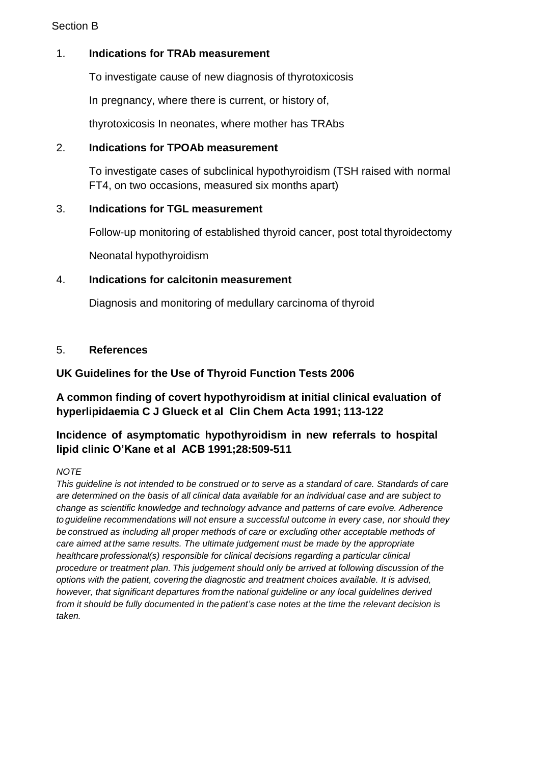Section B

1. **Indications for TRAb measurement**

   To investigate cause of new diagnosis of thyrotoxicosis

   In pregnancy, where there is current, or history of,

   thyrotoxicosis In neonates, where mother has TRAbs

2. **Indications for TPOAb measurement**

   To investigate cases of subclinical hypothyroidism (TSH raised with normal FT4, on two occasions, measured six months apart)

3. **Indications for TGL measurement**

   Follow-up monitoring of established thyroid cancer, post total thyroidectomy

   Neonatal hypothyroidism

4. **Indications for calcitonin measurement**

   Diagnosis and monitoring of medullary carcinoma of thyroid

5. **References**

**UK Guidelines for the Use of Thyroid Function Tests 2006**

**A common finding of covert hypothyroidism at initial clinical evaluation of hyperlipidaemia C J Glueck et al Clin Chem Acta 1991; 113-122**

**Incidence of asymptomatic hypothyroidism in new referrals to hospital lipid clinic O'Kane et al ACB 1991;28:509-511**

*NOTE*

*This guideline is not intended to be construed or to serve as a standard of care. Standards of care are determined on the basis of all clinical data available for an individual case and are subject to change as scientific knowledge and technology advance and patterns of care evolve. Adherence to guideline recommendations will not ensure a successful outcome in every case, nor should they be construed as including all proper methods of care or excluding other acceptable methods of care aimed at the same results. The ultimate judgement must be made by the appropriate healthcare professional(s) responsible for clinical decisions regarding a particular clinical procedure or treatment plan. This judgement should only be arrived at following discussion of the options with the patient, covering the diagnostic and treatment choices available. It is advised, however, that significant departures from the national guideline or any local guidelines derived from it should be fully documented in the patient's case notes at the time the relevant decision is taken.*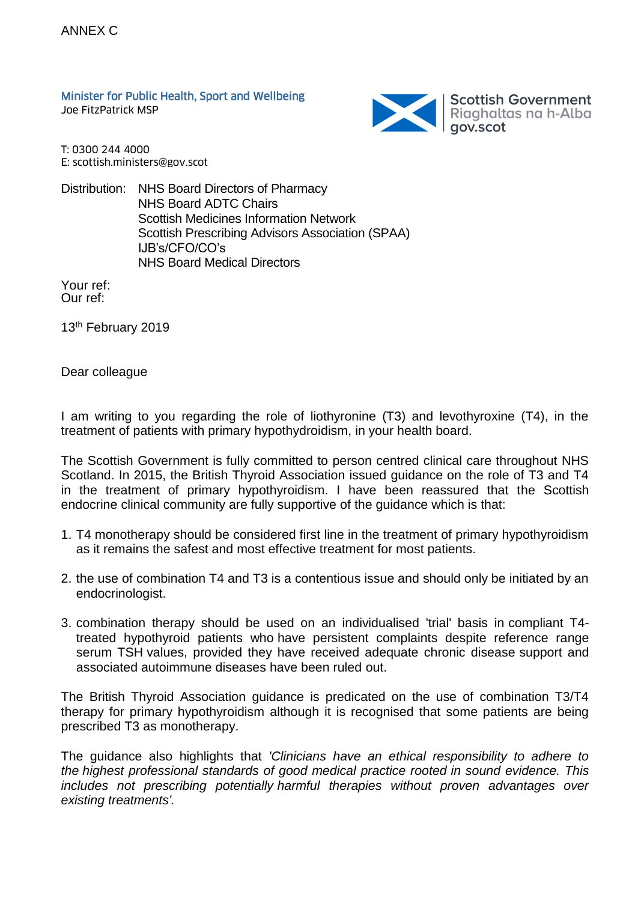ANNEX C

Minister for Public Health, Sport and Wellbeing
Joe FitzPatrick MSP

Scottish Government
Riaghaltas na h-Alba
gov.scot

T: 0300 244 4000
E: scottish.ministers@gov.scot

Distribution: NHS Board Directors of Pharmacy
NHS Board ADTC Chairs
Scottish Medicines Information Network
Scottish Prescribing Advisors Association (SPAA)
IJB's/CFO/CO's
NHS Board Medical Directors

Your ref:
Our ref:

13th February 2019

Dear colleague

I am writing to you regarding the role of liothyronine (T3) and levothyroxine (T4), in the treatment of patients with primary hypothydroidism, in your health board.

The Scottish Government is fully committed to person centred clinical care throughout NHS Scotland. In 2015, the British Thyroid Association issued guidance on the role of T3 and T4 in the treatment of primary hypothyroidism. I have been reassured that the Scottish endocrine clinical community are fully supportive of the guidance which is that:

1. T4 monotherapy should be considered first line in the treatment of primary hypothyroidism as it remains the safest and most effective treatment for most patients.

2. the use of combination T4 and T3 is a contentious issue and should only be initiated by an endocrinologist.

3. combination therapy should be used on an individualised 'trial' basis in compliant T4-treated hypothyroid patients who have persistent complaints despite reference range serum TSH values, provided they have received adequate chronic disease support and associated autoimmune diseases have been ruled out.

The British Thyroid Association guidance is predicated on the use of combination T3/T4 therapy for primary hypothyroidism although it is recognised that some patients are being prescribed T3 as monotherapy.

The guidance also highlights that *'Clinicians have an ethical responsibility to adhere to the highest professional standards of good medical practice rooted in sound evidence. This includes not prescribing potentially harmful therapies without proven advantages over existing treatments'.*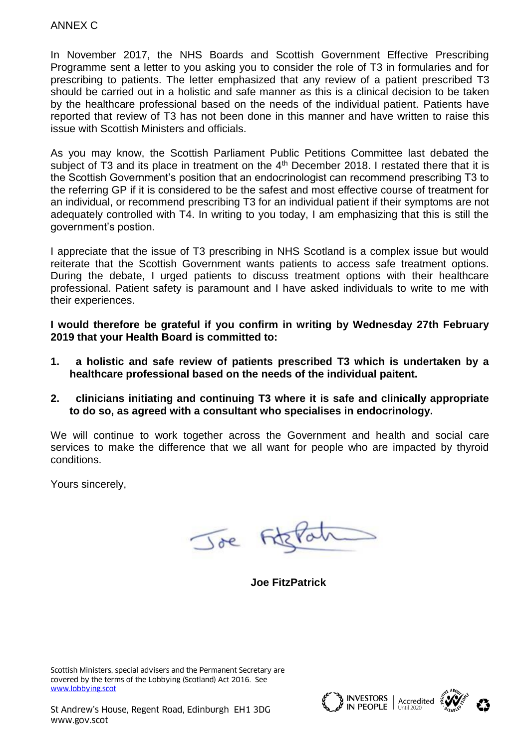ANNEX C

In November 2017, the NHS Boards and Scottish Government Effective Prescribing Programme sent a letter to you asking you to consider the role of T3 in formularies and for prescribing to patients. The letter emphasized that any review of a patient prescribed T3 should be carried out in a holistic and safe manner as this is a clinical decision to be taken by the healthcare professional based on the needs of the individual patient. Patients have reported that review of T3 has not been done in this manner and have written to raise this issue with Scottish Ministers and officials.

As you may know, the Scottish Parliament Public Petitions Committee last debated the subject of T3 and its place in treatment on the 4th December 2018. I restated there that it is the Scottish Government's position that an endocrinologist can recommend prescribing T3 to the referring GP if it is considered to be the safest and most effective course of treatment for an individual, or recommend prescribing T3 for an individual patient if their symptoms are not adequately controlled with T4. In writing to you today, I am emphasizing that this is still the government's postion.

I appreciate that the issue of T3 prescribing in NHS Scotland is a complex issue but would reiterate that the Scottish Government wants patients to access safe treatment options. During the debate, I urged patients to discuss treatment options with their healthcare professional. Patient safety is paramount and I have asked individuals to write to me with their experiences.

**I would therefore be grateful if you confirm in writing by Wednesday 27th February 2019 that your Health Board is committed to:**

1. **a holistic and safe review of patients prescribed T3 which is undertaken by a healthcare professional based on the needs of the individual paitent.**
2. **clinicians initiating and continuing T3 where it is safe and clinically appropriate to do so, as agreed with a consultant who specialises in endocrinology.**

We will continue to work together across the Government and health and social care services to make the difference that we all want for people who are impacted by thyroid conditions.

Yours sincerely,

Joe FitzPatrick

**Joe FitzPatrick**

Scottish Ministers, special advisers and the Permanent Secretary are covered by the terms of the Lobbying (Scotland) Act 2016. See www.lobbying.scot

St Andrew's House, Regent Road, Edinburgh EH1 3DG
www.gov.scot

INVESTORS IN PEOPLE | Accredited Until 2020